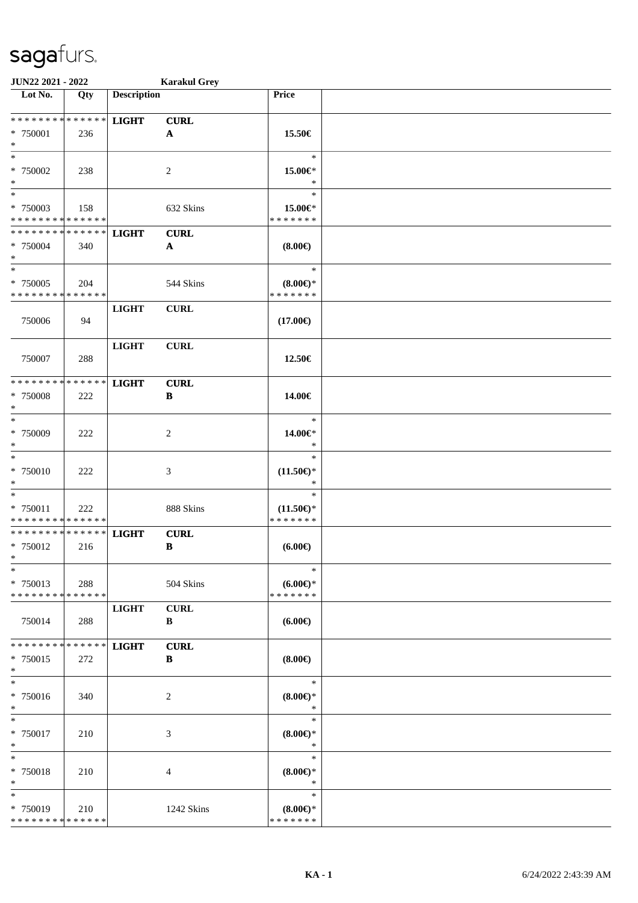sagafurs.

**JUN22 2021 - 2022** **Karakul Grey**

| Lot No. | Qty | Description | | Price | |
|---|---|---|---|---|---|
| * * * * * * * * * * * * * * | | **LIGHT** | **CURL** | | |
| * 750001 | 236 | | **A** | **15.50€** | |
| * | | | | | |
| * | | | | * | |
| * 750002 | 238 | | 2 | **15.00€*** | |
| * | | | | * | |
| * | | | | * | |
| * 750003 | 158 | | 632 Skins | **15.00€*** | |
| * * * * * * * * * * * * * * | | | | * * * * * * * | |
| * * * * * * * * * * * * * * | | **LIGHT** | **CURL** | | |
| * 750004 | 340 | | **A** | **(8.00€)** | |
| * | | | | | |
| * | | | | * | |
| * 750005 | 204 | | 544 Skins | **(8.00€)*** | |
| * * * * * * * * * * * * * * | | | | * * * * * * * | |
| | | **LIGHT** | **CURL** | | |
| 750006 | 94 | | | **(17.00€)** | |
| | | **LIGHT** | **CURL** | | |
| 750007 | 288 | | | **12.50€** | |
| * * * * * * * * * * * * * * | | **LIGHT** | **CURL** | | |
| * 750008 | 222 | | **B** | **14.00€** | |
| * | | | | | |
| * | | | | * | |
| * 750009 | 222 | | 2 | **14.00€*** | |
| * | | | | * | |
| * | | | | * | |
| * 750010 | 222 | | 3 | **(11.50€)*** | |
| * | | | | * | |
| * | | | | * | |
| * 750011 | 222 | | 888 Skins | **(11.50€)*** | |
| * * * * * * * * * * * * * * | | | | * * * * * * * | |
| * * * * * * * * * * * * * * | | **LIGHT** | **CURL** | | |
| * 750012 | 216 | | **B** | **(6.00€)** | |
| * | | | | | |
| * | | | | * | |
| * 750013 | 288 | | 504 Skins | **(6.00€)*** | |
| * * * * * * * * * * * * * * | | | | * * * * * * * | |
| | | **LIGHT** | **CURL** | | |
| 750014 | 288 | | **B** | **(6.00€)** | |
| * * * * * * * * * * * * * * | | **LIGHT** | **CURL** | | |
| * 750015 | 272 | | **B** | **(8.00€)** | |
| * | | | | | |
| * | | | | * | |
| * 750016 | 340 | | 2 | **(8.00€)*** | |
| * | | | | * | |
| * | | | | * | |
| * 750017 | 210 | | 3 | **(8.00€)*** | |
| * | | | | * | |
| * | | | | * | |
| * 750018 | 210 | | 4 | **(8.00€)*** | |
| * | | | | * | |
| * | | | | * | |
| * 750019 | 210 | | 1242 Skins | **(8.00€)*** | |
| * * * * * * * * * * * * * * | | | | * * * * * * * | |

KA - 1 6/24/2022 2:43:39 AM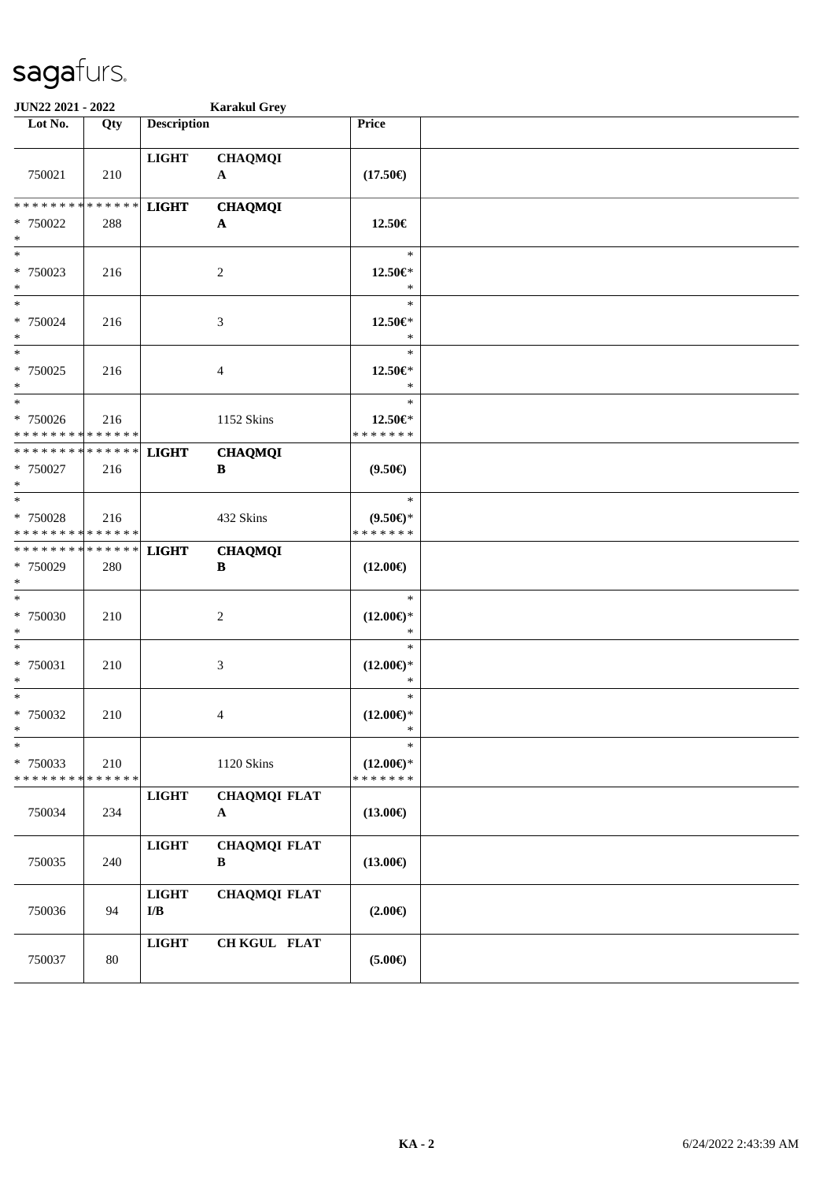**JUN22 2021 - 2022** **Karakul Grey**

| Lot No. | Qty | Description | | Price |
|---|---|---|---|---|
| 750021 | 210 | **LIGHT** | **CHAQMQI A** | **(17.50€)** |
| * * * * * * * * * * * * * * * 750022 * | 288 | **LIGHT** | **CHAQMQI A** | **12.50€** |
| * 750023 * | 216 | | 2 | * **12.50€*** * |
| * 750024 * | 216 | | 3 | * **12.50€*** * |
| * 750025 * | 216 | | 4 | * **12.50€*** * |
| * 750026 * * * * * * * * * * * * * * | 216 | | 1152 Skins | * **12.50€*** * * * * * * * |
| * * * * * * * * * * * * * * * 750027 * | 216 | **LIGHT** | **CHAQMQI B** | **(9.50€)** |
| * 750028 * * * * * * * * * * * * * * | 216 | | 432 Skins | * **(9.50€)*** * * * * * * * |
| * * * * * * * * * * * * * * * 750029 * | 280 | **LIGHT** | **CHAQMQI B** | **(12.00€)** |
| * 750030 * | 210 | | 2 | * **(12.00€)*** * |
| * 750031 * | 210 | | 3 | * **(12.00€)*** * |
| * 750032 * | 210 | | 4 | * **(12.00€)*** * |
| * 750033 * * * * * * * * * * * * * * | 210 | | 1120 Skins | * **(12.00€)*** * * * * * * * |
| 750034 | 234 | **LIGHT** | **CHAQMQI FLAT A** | **(13.00€)** |
| 750035 | 240 | **LIGHT** | **CHAQMQI FLAT B** | **(13.00€)** |
| 750036 | 94 | **LIGHT I/B** | **CHAQMQI FLAT** | **(2.00€)** |
| 750037 | 80 | **LIGHT** | **CH KGUL FLAT** | **(5.00€)** |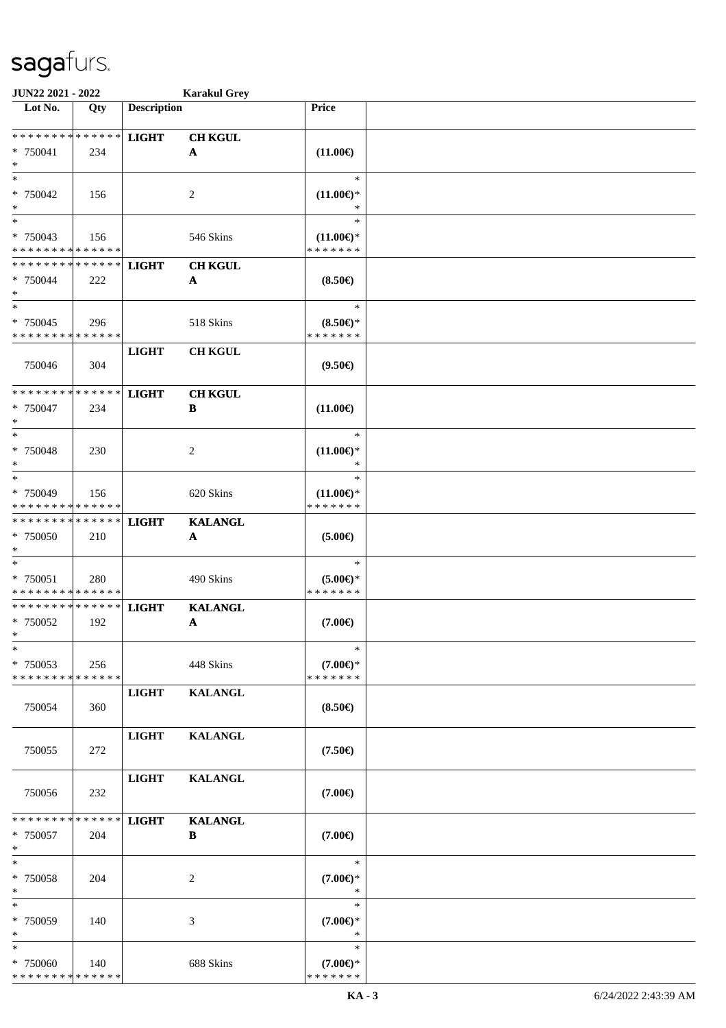**JUN22 2021 - 2022** **Karakul Grey**

| Lot No. | Qty | Description | | Price | |
|---|---|---|---|---|---|
| * * * * * * * * * * * * * * | | LIGHT | CH KGUL | | |
| * 750041 | 234 | | A | (11.00€) | |
| * | | | | | |
| * | | | | * | |
| * 750042 | 156 | | 2 | (11.00€)* | |
| * | | | | * | |
| * | | | | * | |
| * 750043 | 156 | | 546 Skins | (11.00€)* | |
| * * * * * * * * * * * * * * | | | | * * * * * * * | |
| * * * * * * * * * * * * * * | | LIGHT | CH KGUL | | |
| * 750044 | 222 | | A | (8.50€) | |
| * | | | | | |
| * | | | | * | |
| * 750045 | 296 | | 518 Skins | (8.50€)* | |
| * * * * * * * * * * * * * * | | | | * * * * * * * | |
| | | LIGHT | CH KGUL | | |
| 750046 | 304 | | | (9.50€) | |
| * * * * * * * * * * * * * * | | LIGHT | CH KGUL | | |
| * 750047 | 234 | | B | (11.00€) | |
| * | | | | | |
| * | | | | * | |
| * 750048 | 230 | | 2 | (11.00€)* | |
| * | | | | * | |
| * | | | | * | |
| * 750049 | 156 | | 620 Skins | (11.00€)* | |
| * * * * * * * * * * * * * * | | | | * * * * * * * | |
| * * * * * * * * * * * * * * | | LIGHT | KALANGL | | |
| * 750050 | 210 | | A | (5.00€) | |
| * | | | | | |
| * | | | | * | |
| * 750051 | 280 | | 490 Skins | (5.00€)* | |
| * * * * * * * * * * * * * * | | | | * * * * * * * | |
| * * * * * * * * * * * * * * | | LIGHT | KALANGL | | |
| * 750052 | 192 | | A | (7.00€) | |
| * | | | | | |
| * | | | | * | |
| * 750053 | 256 | | 448 Skins | (7.00€)* | |
| * * * * * * * * * * * * * * | | | | * * * * * * * | |
| | | LIGHT | KALANGL | | |
| 750054 | 360 | | | (8.50€) | |
| | | LIGHT | KALANGL | | |
| 750055 | 272 | | | (7.50€) | |
| | | LIGHT | KALANGL | | |
| 750056 | 232 | | | (7.00€) | |
| * * * * * * * * * * * * * * | | LIGHT | KALANGL | | |
| * 750057 | 204 | | B | (7.00€) | |
| * | | | | | |
| * | | | | * | |
| * 750058 | 204 | | 2 | (7.00€)* | |
| * | | | | * | |
| * | | | | * | |
| * 750059 | 140 | | 3 | (7.00€)* | |
| * | | | | * | |
| * | | | | * | |
| * 750060 | 140 | | 688 Skins | (7.00€)* | |
| * * * * * * * * * * * * * * | | | | * * * * * * * | |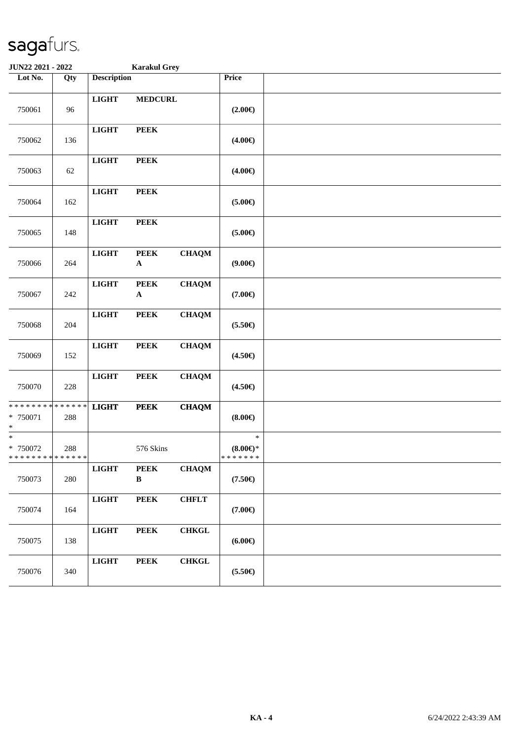**JUN22 2021 - 2022** **Karakul Grey**

| Lot No. | Qty | Description | | | Price | |
|---|---|---|---|---|---|---|
| 750061 | 96 | **LIGHT** | **MEDCURL** | | **(2.00€)** | |
| 750062 | 136 | **LIGHT** | **PEEK** | | **(4.00€)** | |
| 750063 | 62 | **LIGHT** | **PEEK** | | **(4.00€)** | |
| 750064 | 162 | **LIGHT** | **PEEK** | | **(5.00€)** | |
| 750065 | 148 | **LIGHT** | **PEEK** | | **(5.00€)** | |
| 750066 | 264 | **LIGHT** | **PEEK A** | **CHAQM** | **(9.00€)** | |
| 750067 | 242 | **LIGHT** | **PEEK A** | **CHAQM** | **(7.00€)** | |
| 750068 | 204 | **LIGHT** | **PEEK** | **CHAQM** | **(5.50€)** | |
| 750069 | 152 | **LIGHT** | **PEEK** | **CHAQM** | **(4.50€)** | |
| 750070 | 228 | **LIGHT** | **PEEK** | **CHAQM** | **(4.50€)** | |
| * 750071 * | 288 | **LIGHT** | **PEEK** | **CHAQM** | **(8.00€)** | |
| * 750072 * | 288 | | 576 Skins | | * **(8.00€)*** | |
| 750073 | 280 | **LIGHT** | **PEEK B** | **CHAQM** | **(7.50€)** | |
| 750074 | 164 | **LIGHT** | **PEEK** | **CHFLT** | **(7.00€)** | |
| 750075 | 138 | **LIGHT** | **PEEK** | **CHKGL** | **(6.00€)** | |
| 750076 | 340 | **LIGHT** | **PEEK** | **CHKGL** | **(5.50€)** | |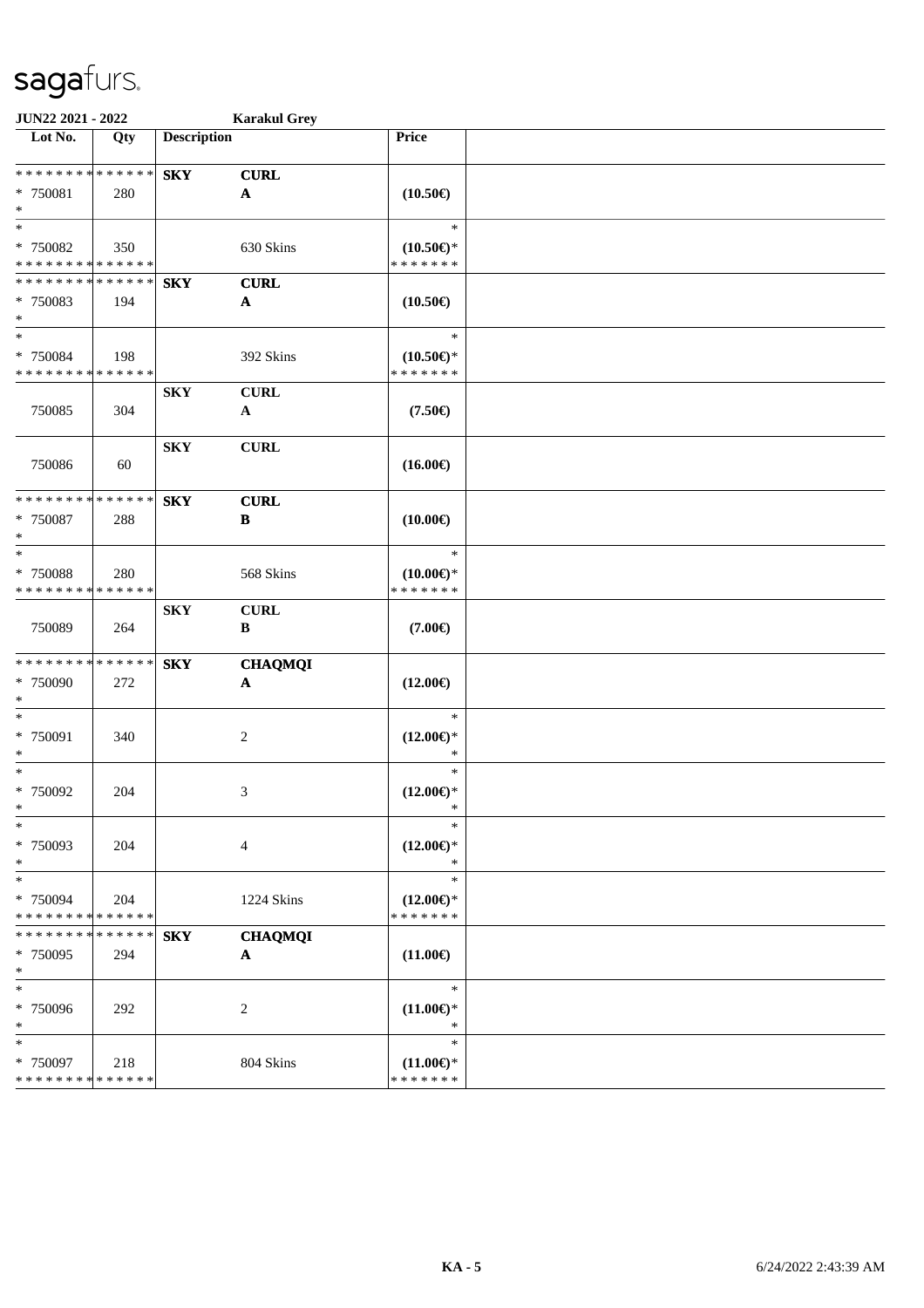**JUN22 2021 - 2022** **Karakul Grey**

| Lot No. | Qty | Description | | Price | |
|---|---|---|---|---|---|
| * * * * * * * * * * * * * * | | **SKY** | **CURL** | | |
| * 750081 | 280 | | **A** | **(10.50€)** | |
| * | | | | | |
| * | | | | * | |
| * 750082 | 350 | | 630 Skins | **(10.50€)*** | |
| * * * * * * * * * * * * * * | | | | * * * * * * * | |
| * * * * * * * * * * * * * * | | **SKY** | **CURL** | | |
| * 750083 | 194 | | **A** | **(10.50€)** | |
| * | | | | | |
| * | | | | * | |
| * 750084 | 198 | | 392 Skins | **(10.50€)*** | |
| * * * * * * * * * * * * * * | | | | * * * * * * * | |
| | | **SKY** | **CURL** | | |
| 750085 | 304 | | **A** | **(7.50€)** | |
| | | **SKY** | **CURL** | | |
| 750086 | 60 | | | **(16.00€)** | |
| * * * * * * * * * * * * * * | | **SKY** | **CURL** | | |
| * 750087 | 288 | | **B** | **(10.00€)** | |
| * | | | | | |
| * | | | | * | |
| * 750088 | 280 | | 568 Skins | **(10.00€)*** | |
| * * * * * * * * * * * * * * | | | | * * * * * * * | |
| | | **SKY** | **CURL** | | |
| 750089 | 264 | | **B** | **(7.00€)** | |
| * * * * * * * * * * * * * * | | **SKY** | **CHAQMQI** | | |
| * 750090 | 272 | | **A** | **(12.00€)** | |
| * | | | | | |
| * | | | | * | |
| * 750091 | 340 | | 2 | **(12.00€)*** | |
| * | | | | * | |
| * | | | | * | |
| * 750092 | 204 | | 3 | **(12.00€)*** | |
| * | | | | * | |
| * | | | | * | |
| * 750093 | 204 | | 4 | **(12.00€)*** | |
| * | | | | * | |
| * | | | | * | |
| * 750094 | 204 | | 1224 Skins | **(12.00€)*** | |
| * * * * * * * * * * * * * * | | | | * * * * * * * | |
| * * * * * * * * * * * * * * | | **SKY** | **CHAQMQI** | | |
| * 750095 | 294 | | **A** | **(11.00€)** | |
| * | | | | | |
| * | | | | * | |
| * 750096 | 292 | | 2 | **(11.00€)*** | |
| * | | | | * | |
| * | | | | * | |
| * 750097 | 218 | | 804 Skins | **(11.00€)*** | |
| * * * * * * * * * * * * * * | | | | * * * * * * * | |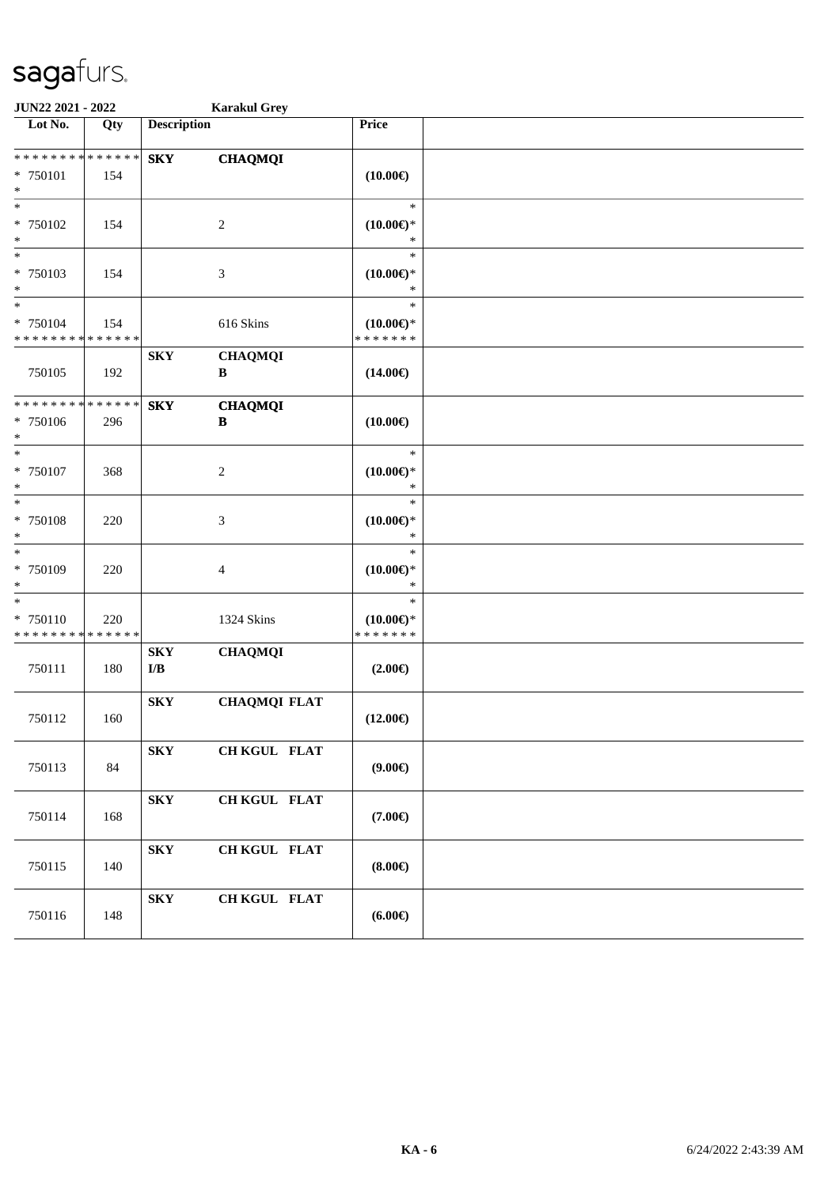# sagafurs.

**JUN22 2021 - 2022** **Karakul Grey**

| Lot No. | Qty | Description | | Price | |
|---|---|---|---|---|---|
| * * * * * * * * * * * * * * | | **SKY** | **CHAQMQI** | | |
| * 750101 | 154 | | | **(10.00€)** | |
| * | | | | | |
| * | | | | * | |
| * 750102 | 154 | | 2 | **(10.00€)*** | |
| * | | | | * | |
| * | | | | * | |
| * 750103 | 154 | | 3 | **(10.00€)*** | |
| * | | | | * | |
| * | | | | * | |
| * 750104 | 154 | | 616 Skins | **(10.00€)*** | |
| * * * * * * * * * * * * * * | | | | * * * * * * * | |
| | | **SKY** | **CHAQMQI** | | |
| 750105 | 192 | | **B** | **(14.00€)** | |
| * * * * * * * * * * * * * * | | **SKY** | **CHAQMQI** | | |
| * 750106 | 296 | | **B** | **(10.00€)** | |
| * | | | | | |
| * | | | | * | |
| * 750107 | 368 | | 2 | **(10.00€)*** | |
| * | | | | * | |
| * | | | | * | |
| * 750108 | 220 | | 3 | **(10.00€)*** | |
| * | | | | * | |
| * | | | | * | |
| * 750109 | 220 | | 4 | **(10.00€)*** | |
| * | | | | * | |
| * | | | | * | |
| * 750110 | 220 | | 1324 Skins | **(10.00€)*** | |
| * * * * * * * * * * * * * * | | | | * * * * * * * | |
| | | **SKY** | **CHAQMQI** | | |
| 750111 | 180 | **I/B** | | **(2.00€)** | |
| | | **SKY** | **CHAQMQI FLAT** | | |
| 750112 | 160 | | | **(12.00€)** | |
| | | **SKY** | **CH KGUL FLAT** | | |
| 750113 | 84 | | | **(9.00€)** | |
| | | **SKY** | **CH KGUL FLAT** | | |
| 750114 | 168 | | | **(7.00€)** | |
| | | **SKY** | **CH KGUL FLAT** | | |
| 750115 | 140 | | | **(8.00€)** | |
| | | **SKY** | **CH KGUL FLAT** | | |
| 750116 | 148 | | | **(6.00€)** | |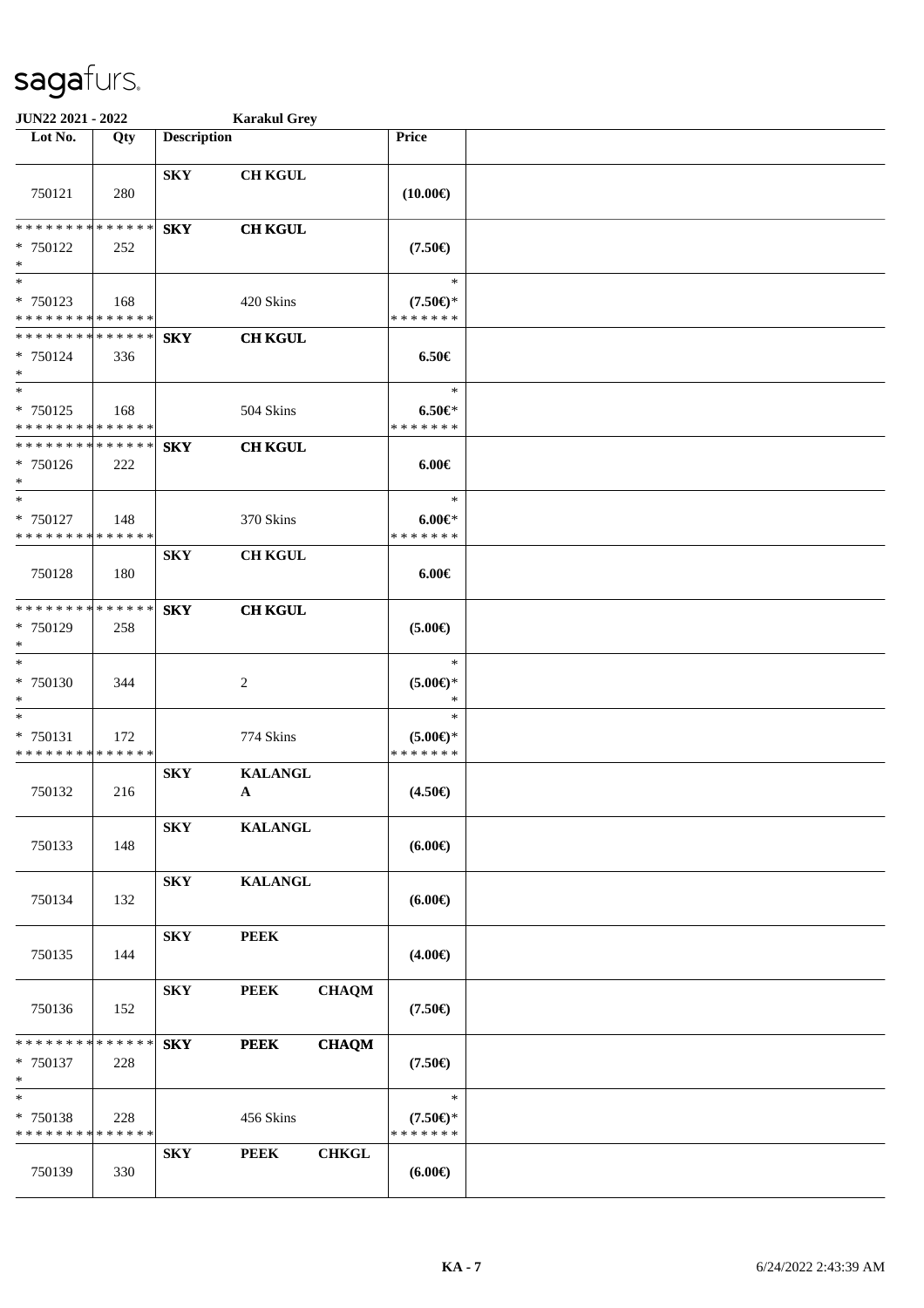# sagafurs.

**JUN22 2021 - 2022** **Karakul Grey**

| Lot No. | Qty | Description | | | Price | |
|---|---|---|---|---|---|---|
| 750121 | 280 | **SKY** | **CH KGUL** | | **(10.00€)** | |
| * * * * * * * * * * * * * * <br>* 750122<br>* | 252 | **SKY** | **CH KGUL** | | **(7.50€)** | |
| *<br>* 750123<br>* * * * * * * * * * * * * * | 168 | | 420 Skins | | *<br>**(7.50€)***<br>* * * * * * * | |
| * * * * * * * * * * * * * * <br>* 750124<br>* | 336 | **SKY** | **CH KGUL** | | **6.50€** | |
| *<br>* 750125<br>* * * * * * * * * * * * * * | 168 | | 504 Skins | | *<br>**6.50€***<br>* * * * * * * | |
| * * * * * * * * * * * * * * <br>* 750126<br>* | 222 | **SKY** | **CH KGUL** | | **6.00€** | |
| *<br>* 750127<br>* * * * * * * * * * * * * * | 148 | | 370 Skins | | *<br>**6.00€***<br>* * * * * * * | |
| 750128 | 180 | **SKY** | **CH KGUL** | | **6.00€** | |
| * * * * * * * * * * * * * * <br>* 750129<br>* | 258 | **SKY** | **CH KGUL** | | **(5.00€)** | |
| *<br>* 750130<br>* | 344 | | 2 | | *<br>**(5.00€)***<br>* | |
| *<br>* 750131<br>* * * * * * * * * * * * * * | 172 | | 774 Skins | | *<br>**(5.00€)***<br>* * * * * * * | |
| 750132 | 216 | **SKY** | **KALANGL A** | | **(4.50€)** | |
| 750133 | 148 | **SKY** | **KALANGL** | | **(6.00€)** | |
| 750134 | 132 | **SKY** | **KALANGL** | | **(6.00€)** | |
| 750135 | 144 | **SKY** | **PEEK** | | **(4.00€)** | |
| 750136 | 152 | **SKY** | **PEEK** | **CHAQM** | **(7.50€)** | |
| * * * * * * * * * * * * * * <br>* 750137<br>* | 228 | **SKY** | **PEEK** | **CHAQM** | **(7.50€)** | |
| *<br>* 750138<br>* * * * * * * * * * * * * * | 228 | | 456 Skins | | *<br>**(7.50€)***<br>* * * * * * * | |
| 750139 | 330 | **SKY** | **PEEK** | **CHKGL** | **(6.00€)** | |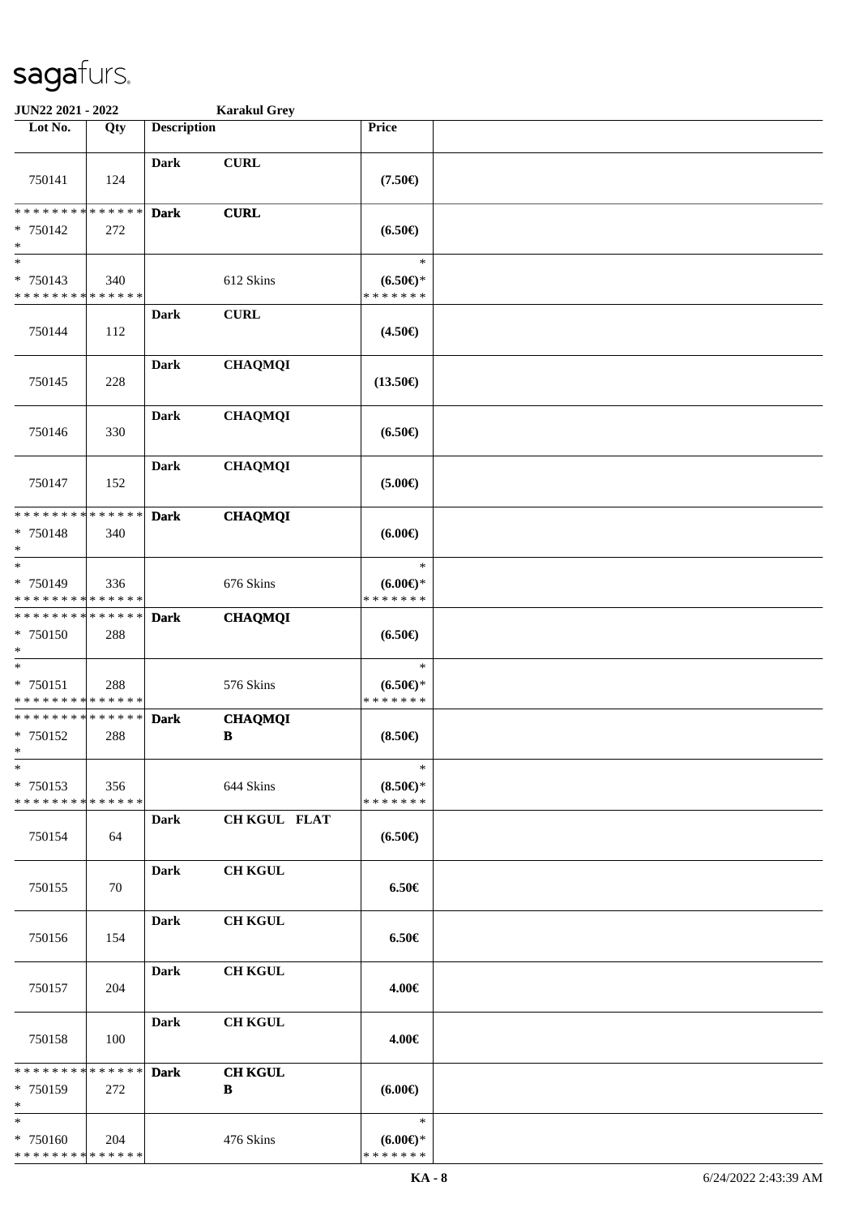# sagafurs.

**JUN22 2021 - 2022** **Karakul Grey**

| Lot No. | Qty | Description | | Price | |
|---|---|---|---|---|---|
| 750141 | 124 | **Dark** | **CURL** | **(7.50€)** | |
| * * * * * * * * * * * * * * <br>* 750142<br>* | 272 | **Dark** | **CURL** | **(6.50€)** | |
| *<br>* 750143<br>* * * * * * * * * * * * * * | 340 | | 612 Skins | *<br>**(6.50€)***<br>* * * * * * * | |
| 750144 | 112 | **Dark** | **CURL** | **(4.50€)** | |
| 750145 | 228 | **Dark** | **CHAQMQI** | **(13.50€)** | |
| 750146 | 330 | **Dark** | **CHAQMQI** | **(6.50€)** | |
| 750147 | 152 | **Dark** | **CHAQMQI** | **(5.00€)** | |
| * * * * * * * * * * * * * * <br>* 750148<br>* | 340 | **Dark** | **CHAQMQI** | **(6.00€)** | |
| *<br>* 750149<br>* * * * * * * * * * * * * * | 336 | | 676 Skins | *<br>**(6.00€)***<br>* * * * * * * | |
| * * * * * * * * * * * * * * <br>* 750150<br>* | 288 | **Dark** | **CHAQMQI** | **(6.50€)** | |
| *<br>* 750151<br>* * * * * * * * * * * * * * | 288 | | 576 Skins | *<br>**(6.50€)***<br>* * * * * * * | |
| * * * * * * * * * * * * * * <br>* 750152<br>* | 288 | **Dark** | **CHAQMQI**<br>**B** | **(8.50€)** | |
| *<br>* 750153<br>* * * * * * * * * * * * * * | 356 | | 644 Skins | *<br>**(8.50€)***<br>* * * * * * * | |
| 750154 | 64 | **Dark** | **CH KGUL FLAT** | **(6.50€)** | |
| 750155 | 70 | **Dark** | **CH KGUL** | **6.50€** | |
| 750156 | 154 | **Dark** | **CH KGUL** | **6.50€** | |
| 750157 | 204 | **Dark** | **CH KGUL** | **4.00€** | |
| 750158 | 100 | **Dark** | **CH KGUL** | **4.00€** | |
| * * * * * * * * * * * * * * <br>* 750159<br>* | 272 | **Dark** | **CH KGUL**<br>**B** | **(6.00€)** | |
| *<br>* 750160<br>* * * * * * * * * * * * * * | 204 | | 476 Skins | *<br>**(6.00€)***<br>* * * * * * * | |

**KA - 8** 6/24/2022 2:43:39 AM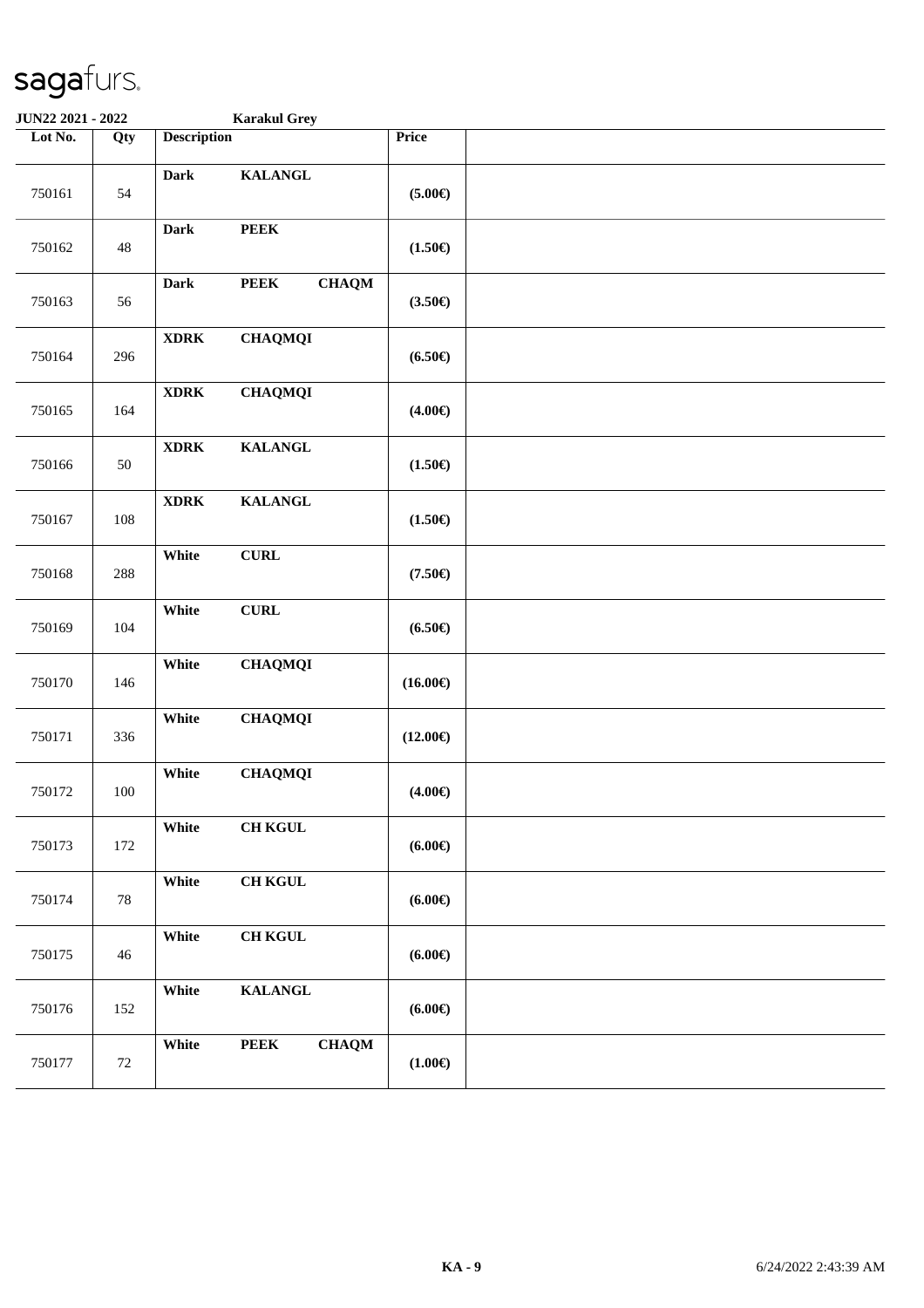**JUN22 2021 - 2022** **Karakul Grey**

| Lot No. | Qty | Description | | | Price | |
|---|---|---|---|---|---|---|
| 750161 | 54 | **Dark** | **KALANGL** | | **(5.00€)** | |
| 750162 | 48 | **Dark** | **PEEK** | | **(1.50€)** | |
| 750163 | 56 | **Dark** | **PEEK** | **CHAQM** | **(3.50€)** | |
| 750164 | 296 | **XDRK** | **CHAQMQI** | | **(6.50€)** | |
| 750165 | 164 | **XDRK** | **CHAQMQI** | | **(4.00€)** | |
| 750166 | 50 | **XDRK** | **KALANGL** | | **(1.50€)** | |
| 750167 | 108 | **XDRK** | **KALANGL** | | **(1.50€)** | |
| 750168 | 288 | **White** | **CURL** | | **(7.50€)** | |
| 750169 | 104 | **White** | **CURL** | | **(6.50€)** | |
| 750170 | 146 | **White** | **CHAQMQI** | | **(16.00€)** | |
| 750171 | 336 | **White** | **CHAQMQI** | | **(12.00€)** | |
| 750172 | 100 | **White** | **CHAQMQI** | | **(4.00€)** | |
| 750173 | 172 | **White** | **CH KGUL** | | **(6.00€)** | |
| 750174 | 78 | **White** | **CH KGUL** | | **(6.00€)** | |
| 750175 | 46 | **White** | **CH KGUL** | | **(6.00€)** | |
| 750176 | 152 | **White** | **KALANGL** | | **(6.00€)** | |
| 750177 | 72 | **White** | **PEEK** | **CHAQM** | **(1.00€)** | |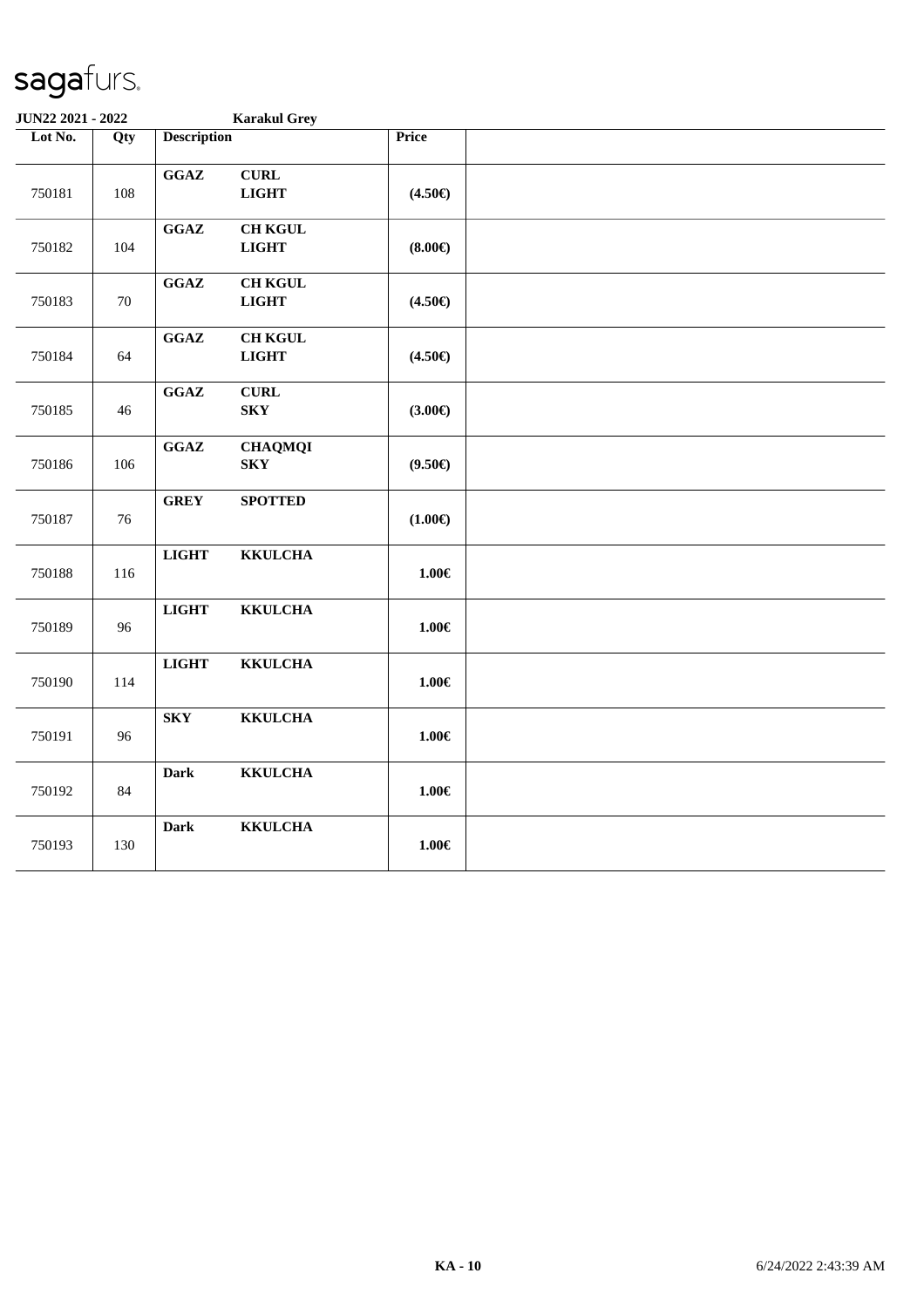sagafurs.

**JUN22 2021 - 2022** **Karakul Grey**

| Lot No. | Qty | Description | | Price | |
|---|---|---|---|---|---|
| 750181 | 108 | **GGAZ** | **CURL LIGHT** | **(4.50€)** | |
| 750182 | 104 | **GGAZ** | **CH KGUL LIGHT** | **(8.00€)** | |
| 750183 | 70 | **GGAZ** | **CH KGUL LIGHT** | **(4.50€)** | |
| 750184 | 64 | **GGAZ** | **CH KGUL LIGHT** | **(4.50€)** | |
| 750185 | 46 | **GGAZ** | **CURL SKY** | **(3.00€)** | |
| 750186 | 106 | **GGAZ** | **CHAQMQI SKY** | **(9.50€)** | |
| 750187 | 76 | **GREY** | **SPOTTED** | **(1.00€)** | |
| 750188 | 116 | **LIGHT** | **KKULCHA** | **1.00€** | |
| 750189 | 96 | **LIGHT** | **KKULCHA** | **1.00€** | |
| 750190 | 114 | **LIGHT** | **KKULCHA** | **1.00€** | |
| 750191 | 96 | **SKY** | **KKULCHA** | **1.00€** | |
| 750192 | 84 | **Dark** | **KKULCHA** | **1.00€** | |
| 750193 | 130 | **Dark** | **KKULCHA** | **1.00€** | |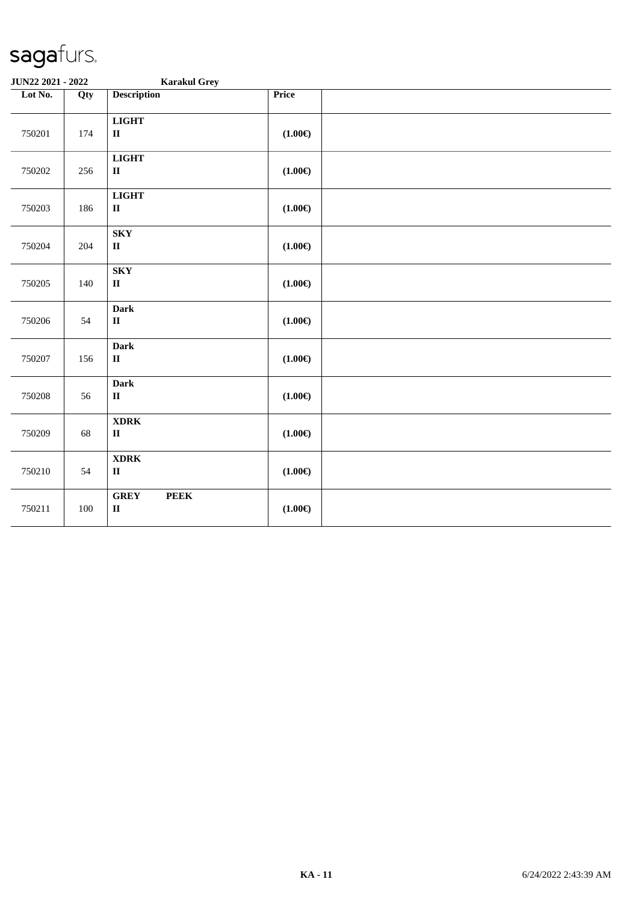**JUN22 2021 - 2022** **Karakul Grey**

| Lot No. | Qty | Description | Price | |
|---|---|---|---|---|
| 750201 | 174 | **LIGHT** **II** | **(1.00€)** | |
| 750202 | 256 | **LIGHT** **II** | **(1.00€)** | |
| 750203 | 186 | **LIGHT** **II** | **(1.00€)** | |
| 750204 | 204 | **SKY** **II** | **(1.00€)** | |
| 750205 | 140 | **SKY** **II** | **(1.00€)** | |
| 750206 | 54 | **Dark** **II** | **(1.00€)** | |
| 750207 | 156 | **Dark** **II** | **(1.00€)** | |
| 750208 | 56 | **Dark** **II** | **(1.00€)** | |
| 750209 | 68 | **XDRK** **II** | **(1.00€)** | |
| 750210 | 54 | **XDRK** **II** | **(1.00€)** | |
| 750211 | 100 | **GREY PEEK** **II** | **(1.00€)** | |

**KA - 11** 6/24/2022 2:43:39 AM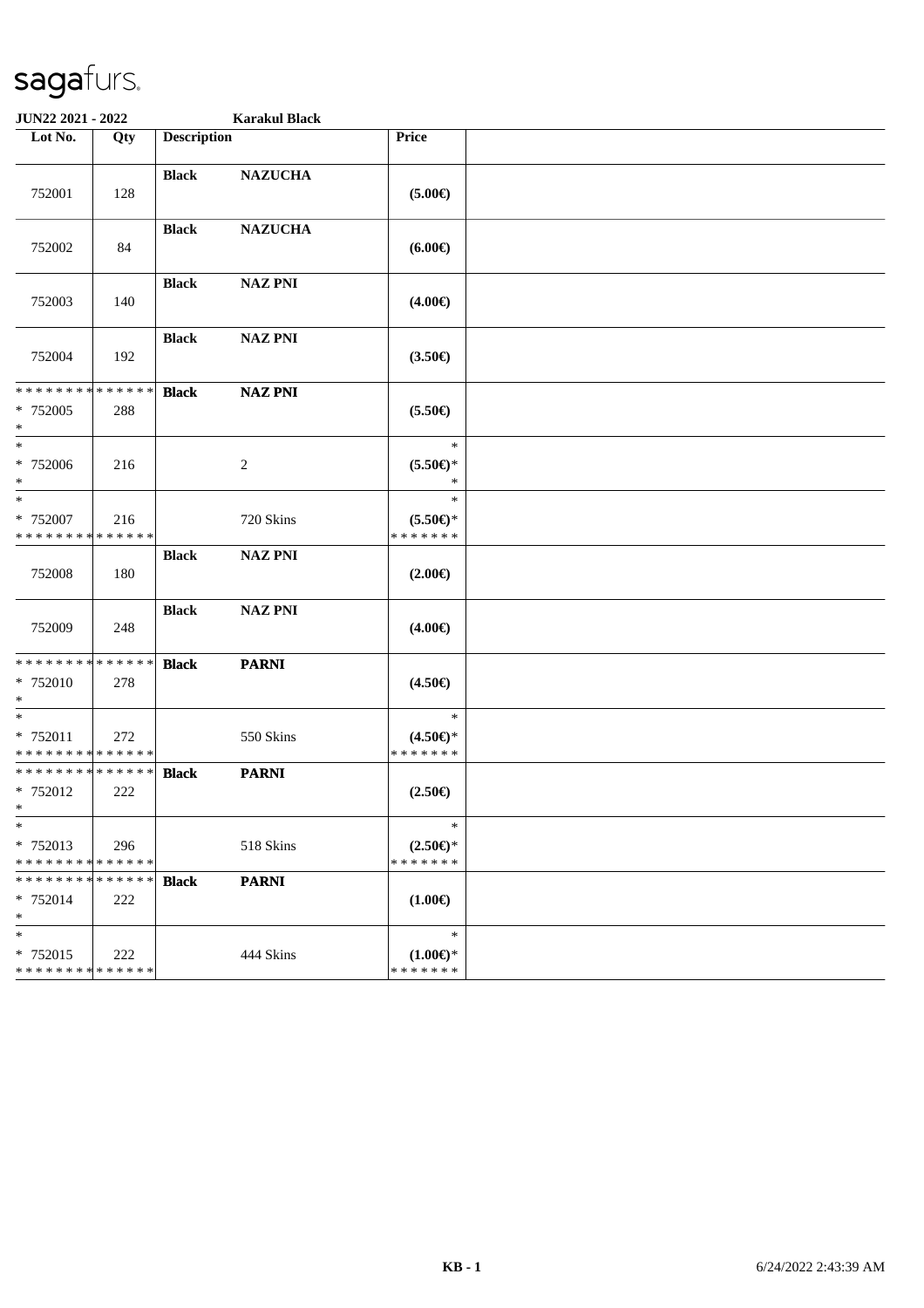# sagafurs.

**JUN22 2021 - 2022** **Karakul Black**

| Lot No. | Qty | Description | | Price | |
|---|---|---|---|---|---|
| 752001 | 128 | **Black** | **NAZUCHA** | **(5.00€)** | |
| 752002 | 84 | **Black** | **NAZUCHA** | **(6.00€)** | |
| 752003 | 140 | **Black** | **NAZ PNI** | **(4.00€)** | |
| 752004 | 192 | **Black** | **NAZ PNI** | **(3.50€)** | |
| * * * * * * * * * * * * * * * 752005 * | 288 | **Black** | **NAZ PNI** | **(5.50€)** | |
| * * 752006 * | 216 | | 2 | * **(5.50€)*** * | |
| * * 752007 * * * * * * * * * * * * * * | 216 | | 720 Skins | * **(5.50€)*** * * * * * * * | |
| 752008 | 180 | **Black** | **NAZ PNI** | **(2.00€)** | |
| 752009 | 248 | **Black** | **NAZ PNI** | **(4.00€)** | |
| * * * * * * * * * * * * * * * 752010 * | 278 | **Black** | **PARNI** | **(4.50€)** | |
| * * 752011 * * * * * * * * * * * * * * | 272 | | 550 Skins | * **(4.50€)*** * * * * * * * | |
| * * * * * * * * * * * * * * * 752012 * | 222 | **Black** | **PARNI** | **(2.50€)** | |
| * * 752013 * * * * * * * * * * * * * * | 296 | | 518 Skins | * **(2.50€)*** * * * * * * * | |
| * * * * * * * * * * * * * * * 752014 * | 222 | **Black** | **PARNI** | **(1.00€)** | |
| * * 752015 * * * * * * * * * * * * * * | 222 | | 444 Skins | * **(1.00€)*** * * * * * * * | |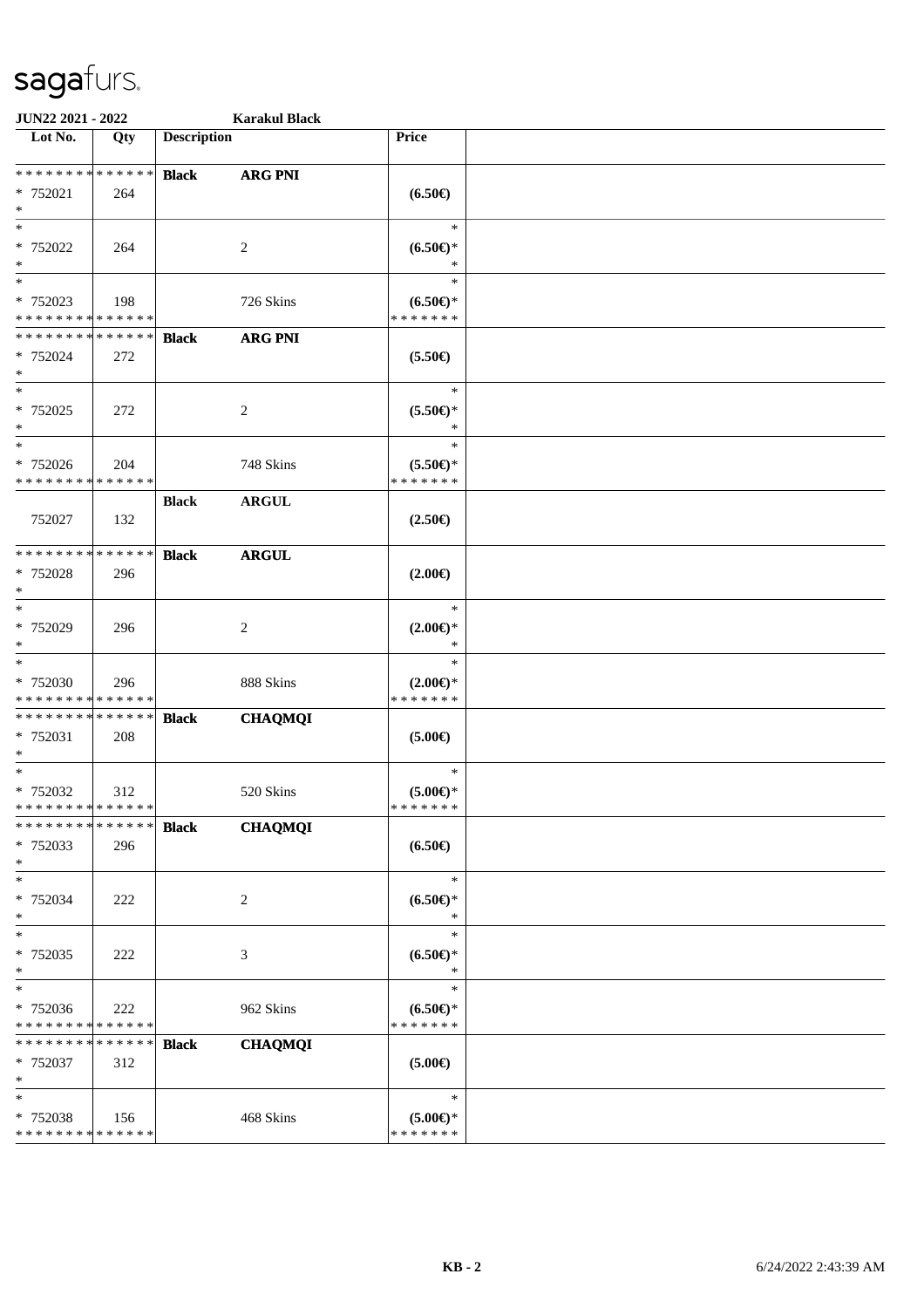**JUN22 2021 - 2022** **Karakul Black**

| Lot No. | Qty | Description | | Price | |
|---|---|---|---|---|---|
| * * * * * * * * * * * * * * | | **Black** | **ARG PNI** | | |
| * 752021 | 264 | | | **(6.50€)** | |
| * | | | | | |
| * | | | | * | |
| * 752022 | 264 | | 2 | **(6.50€)*** | |
| * | | | | * | |
| * | | | | * | |
| * 752023 | 198 | | 726 Skins | **(6.50€)*** | |
| * * * * * * * * * * * * * * | | | | * * * * * * * | |
| * * * * * * * * * * * * * * | | **Black** | **ARG PNI** | | |
| * 752024 | 272 | | | **(5.50€)** | |
| * | | | | | |
| * | | | | * | |
| * 752025 | 272 | | 2 | **(5.50€)*** | |
| * | | | | * | |
| * | | | | * | |
| * 752026 | 204 | | 748 Skins | **(5.50€)*** | |
| * * * * * * * * * * * * * * | | | | * * * * * * * | |
| | | **Black** | **ARGUL** | | |
| 752027 | 132 | | | **(2.50€)** | |
| * * * * * * * * * * * * * * | | **Black** | **ARGUL** | | |
| * 752028 | 296 | | | **(2.00€)** | |
| * | | | | | |
| * | | | | * | |
| * 752029 | 296 | | 2 | **(2.00€)*** | |
| * | | | | * | |
| * | | | | * | |
| * 752030 | 296 | | 888 Skins | **(2.00€)*** | |
| * * * * * * * * * * * * * * | | | | * * * * * * * | |
| * * * * * * * * * * * * * * | | **Black** | **CHAQMQI** | | |
| * 752031 | 208 | | | **(5.00€)** | |
| * | | | | | |
| * | | | | * | |
| * 752032 | 312 | | 520 Skins | **(5.00€)*** | |
| * * * * * * * * * * * * * * | | | | * * * * * * * | |
| * * * * * * * * * * * * * * | | **Black** | **CHAQMQI** | | |
| * 752033 | 296 | | | **(6.50€)** | |
| * | | | | | |
| * | | | | * | |
| * 752034 | 222 | | 2 | **(6.50€)*** | |
| * | | | | * | |
| * | | | | * | |
| * 752035 | 222 | | 3 | **(6.50€)*** | |
| * | | | | * | |
| * | | | | * | |
| * 752036 | 222 | | 962 Skins | **(6.50€)*** | |
| * * * * * * * * * * * * * * | | | | * * * * * * * | |
| * * * * * * * * * * * * * * | | **Black** | **CHAQMQI** | | |
| * 752037 | 312 | | | **(5.00€)** | |
| * | | | | | |
| * | | | | * | |
| * 752038 | 156 | | 468 Skins | **(5.00€)*** | |
| * * * * * * * * * * * * * * | | | | * * * * * * * | |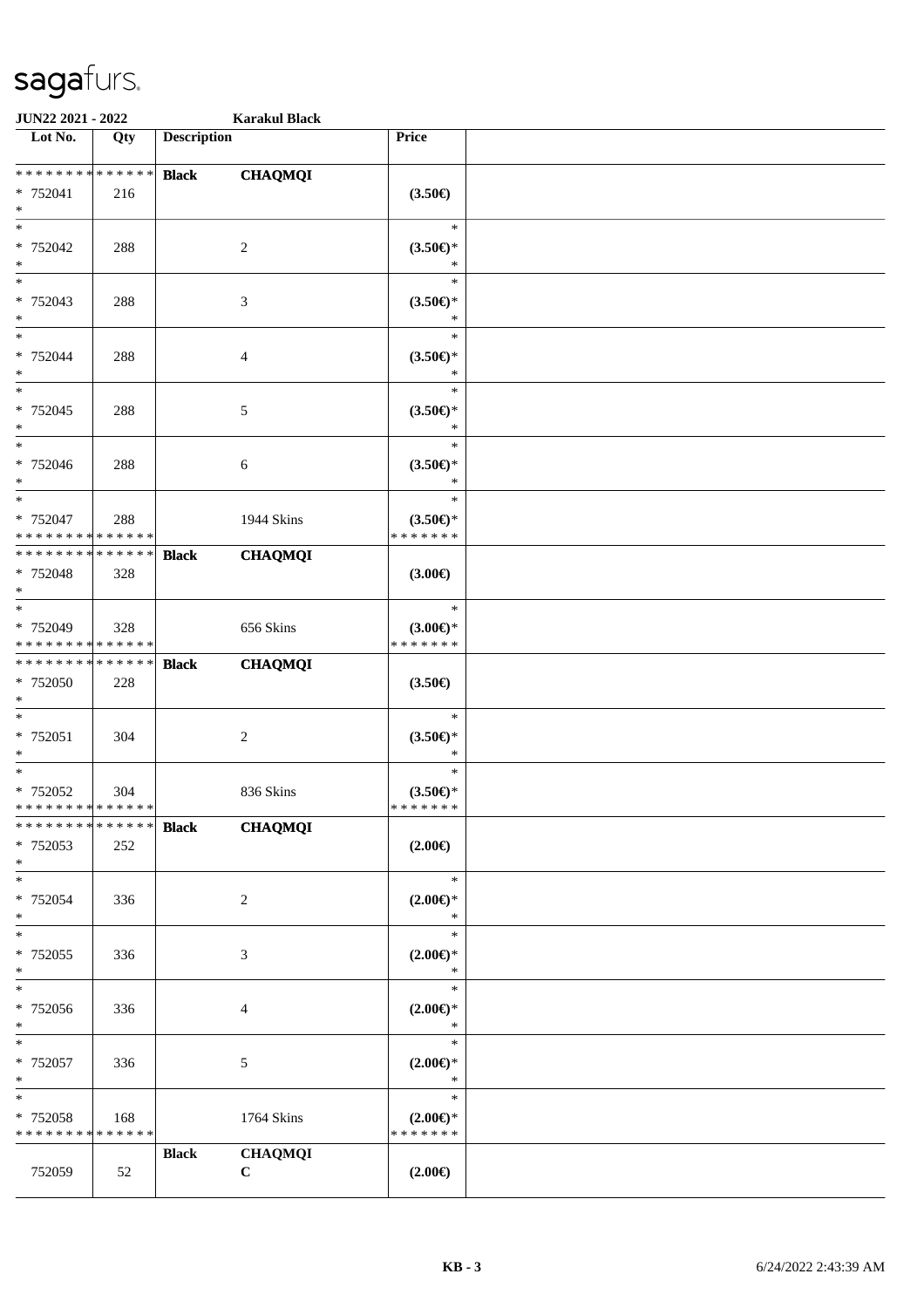**JUN22 2021 - 2022** **Karakul Black**

| Lot No. | Qty | Description | | Price | |
|---|---|---|---|---|---|
| * * * * * * * * * * * * * * | | **Black** | **CHAQMQI** | | |
| * 752041 | 216 | | | **(3.50€)** | |
| * | | | | | |
| * | | | | * | |
| * 752042 | 288 | | 2 | **(3.50€)*** | |
| * | | | | * | |
| * | | | | * | |
| * 752043 | 288 | | 3 | **(3.50€)*** | |
| * | | | | * | |
| * | | | | * | |
| * 752044 | 288 | | 4 | **(3.50€)*** | |
| * | | | | * | |
| * | | | | * | |
| * 752045 | 288 | | 5 | **(3.50€)*** | |
| * | | | | * | |
| * | | | | * | |
| * 752046 | 288 | | 6 | **(3.50€)*** | |
| * | | | | * | |
| * | | | | * | |
| * 752047 | 288 | | 1944 Skins | **(3.50€)*** | |
| * * * * * * * * * * * * * * | | | | * * * * * * * | |
| * * * * * * * * * * * * * * | | **Black** | **CHAQMQI** | | |
| * 752048 | 328 | | | **(3.00€)** | |
| * | | | | | |
| * | | | | * | |
| * 752049 | 328 | | 656 Skins | **(3.00€)*** | |
| * * * * * * * * * * * * * * | | | | * * * * * * * | |
| * * * * * * * * * * * * * * | | **Black** | **CHAQMQI** | | |
| * 752050 | 228 | | | **(3.50€)** | |
| * | | | | | |
| * | | | | * | |
| * 752051 | 304 | | 2 | **(3.50€)*** | |
| * | | | | * | |
| * | | | | * | |
| * 752052 | 304 | | 836 Skins | **(3.50€)*** | |
| * * * * * * * * * * * * * * | | | | * * * * * * * | |
| * * * * * * * * * * * * * * | | **Black** | **CHAQMQI** | | |
| * 752053 | 252 | | | **(2.00€)** | |
| * | | | | | |
| * | | | | * | |
| * 752054 | 336 | | 2 | **(2.00€)*** | |
| * | | | | * | |
| * | | | | * | |
| * 752055 | 336 | | 3 | **(2.00€)*** | |
| * | | | | * | |
| * | | | | * | |
| * 752056 | 336 | | 4 | **(2.00€)*** | |
| * | | | | * | |
| * | | | | * | |
| * 752057 | 336 | | 5 | **(2.00€)*** | |
| * | | | | * | |
| * | | | | * | |
| * 752058 | 168 | | 1764 Skins | **(2.00€)*** | |
| * * * * * * * * * * * * * * | | | | * * * * * * * | |
| | | **Black** | **CHAQMQI** | | |
| 752059 | 52 | | **C** | **(2.00€)** | |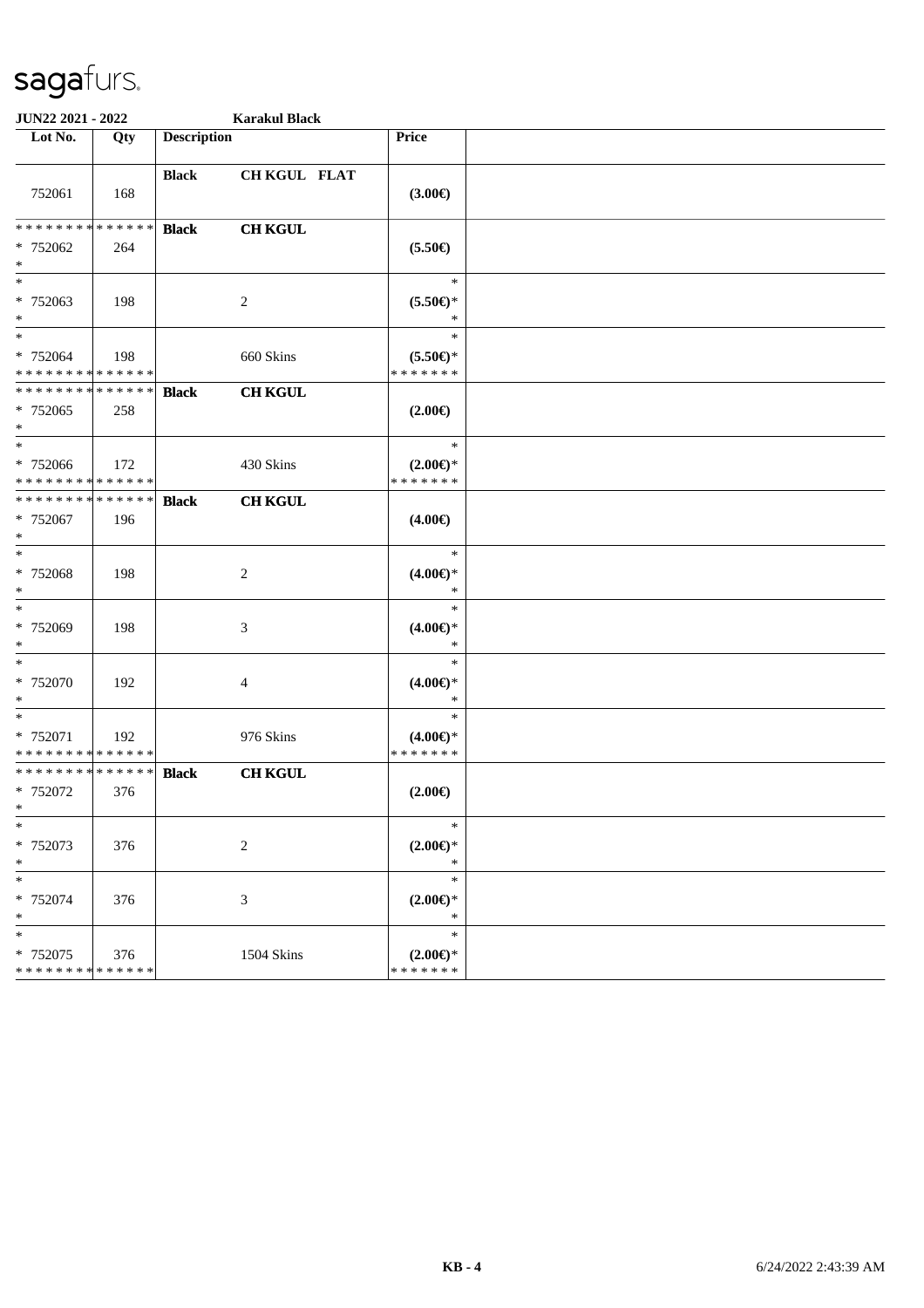sagafurs.

**JUN22 2021 - 2022** **Karakul Black**

| Lot No. | Qty | Description | | Price | |
|---|---|---|---|---|---|
| 752061 | 168 | **Black** | **CH KGUL FLAT** | **(3.00€)** | |
| * * * * * * * * * * * * * * * 752062 * | 264 | **Black** | **CH KGUL** | **(5.50€)** | |
| * * 752063 * | 198 | | 2 | * **(5.50€)*** * | |
| * * 752064 * * * * * * * * * * * * * * | 198 | | 660 Skins | * **(5.50€)*** * * * * * * * | |
| * * * * * * * * * * * * * * * 752065 * | 258 | **Black** | **CH KGUL** | **(2.00€)** | |
| * * 752066 * * * * * * * * * * * * * * | 172 | | 430 Skins | * **(2.00€)*** * * * * * * * | |
| * * * * * * * * * * * * * * * 752067 * | 196 | **Black** | **CH KGUL** | **(4.00€)** | |
| * * 752068 * | 198 | | 2 | * **(4.00€)*** * | |
| * * 752069 * | 198 | | 3 | * **(4.00€)*** * | |
| * * 752070 * | 192 | | 4 | * **(4.00€)*** * | |
| * * 752071 * * * * * * * * * * * * * * | 192 | | 976 Skins | * **(4.00€)*** * * * * * * * | |
| * * * * * * * * * * * * * * * 752072 * | 376 | **Black** | **CH KGUL** | **(2.00€)** | |
| * * 752073 * | 376 | | 2 | * **(2.00€)*** * | |
| * * 752074 * | 376 | | 3 | * **(2.00€)*** * | |
| * * 752075 * * * * * * * * * * * * * * | 376 | | 1504 Skins | * **(2.00€)*** * * * * * * * | |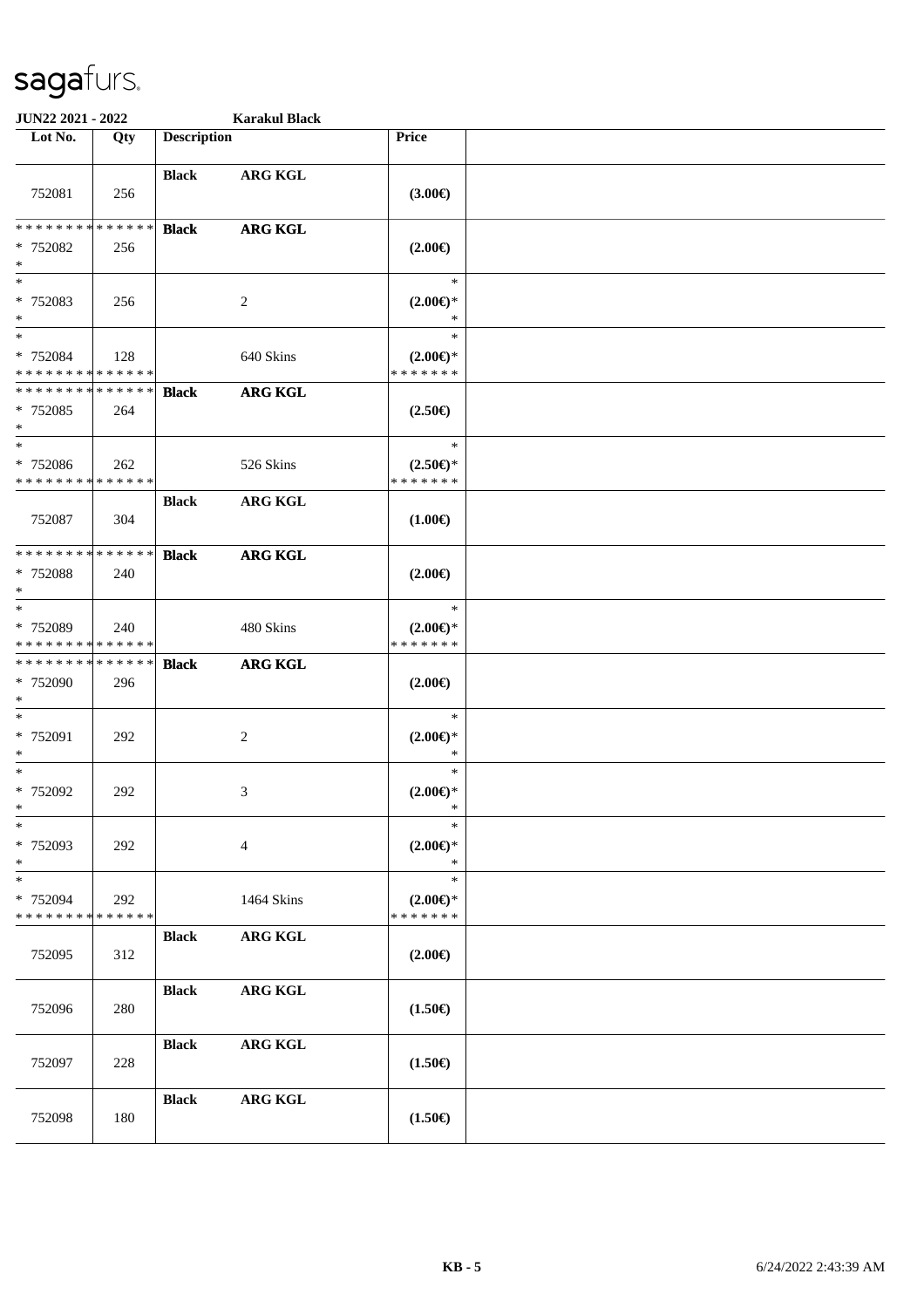# sagafurs.

**JUN22 2021 - 2022** **Karakul Black**

| Lot No. | Qty | Description | | Price | |
|---|---|---|---|---|---|
| 752081 | 256 | **Black** | **ARG KGL** | **(3.00€)** | |
| * * * * * * * * * * * * * * <br> * 752082 <br> * | 256 | **Black** | **ARG KGL** | **(2.00€)** | |
| * <br> * 752083 <br> * | 256 | | 2 | * <br> **(2.00€)*** <br> * | |
| * <br> * 752084 <br> * * * * * * * * * * * * * * | 128 | | 640 Skins | * <br> **(2.00€)*** <br> * * * * * * * | |
| * * * * * * * * * * * * * * <br> * 752085 <br> * | 264 | **Black** | **ARG KGL** | **(2.50€)** | |
| * <br> * 752086 <br> * * * * * * * * * * * * * * | 262 | | 526 Skins | * <br> **(2.50€)*** <br> * * * * * * * | |
| 752087 | 304 | **Black** | **ARG KGL** | **(1.00€)** | |
| * * * * * * * * * * * * * * <br> * 752088 <br> * | 240 | **Black** | **ARG KGL** | **(2.00€)** | |
| * <br> * 752089 <br> * * * * * * * * * * * * * * | 240 | | 480 Skins | * <br> **(2.00€)*** <br> * * * * * * * | |
| * * * * * * * * * * * * * * <br> * 752090 <br> * | 296 | **Black** | **ARG KGL** | **(2.00€)** | |
| * <br> * 752091 <br> * | 292 | | 2 | * <br> **(2.00€)*** <br> * | |
| * <br> * 752092 <br> * | 292 | | 3 | * <br> **(2.00€)*** <br> * | |
| * <br> * 752093 <br> * | 292 | | 4 | * <br> **(2.00€)*** <br> * | |
| * <br> * 752094 <br> * * * * * * * * * * * * * * | 292 | | 1464 Skins | * <br> **(2.00€)*** <br> * * * * * * * | |
| 752095 | 312 | **Black** | **ARG KGL** | **(2.00€)** | |
| 752096 | 280 | **Black** | **ARG KGL** | **(1.50€)** | |
| 752097 | 228 | **Black** | **ARG KGL** | **(1.50€)** | |
| 752098 | 180 | **Black** | **ARG KGL** | **(1.50€)** | |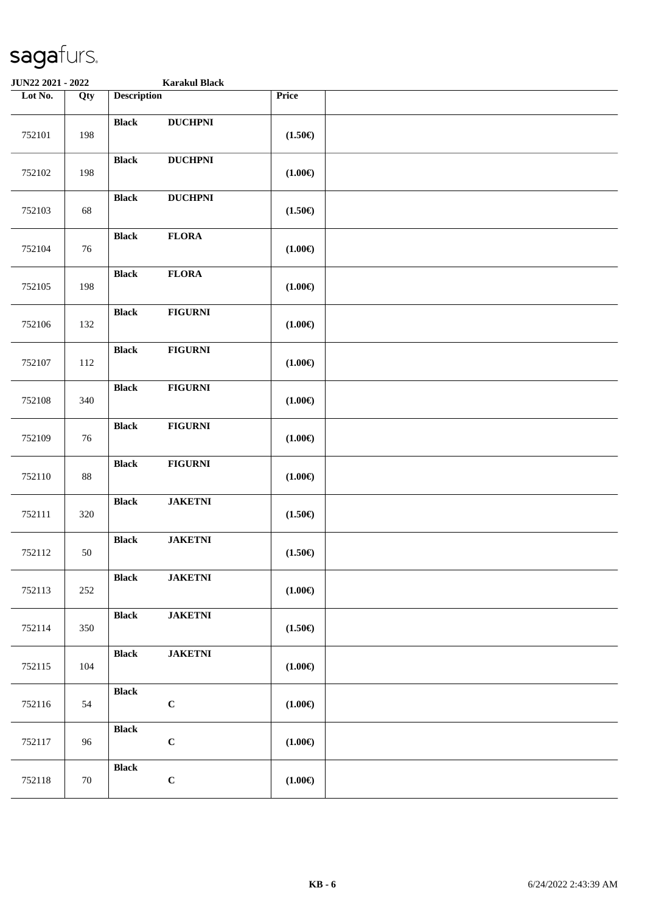**JUN22 2021 - 2022** **Karakul Black**

| Lot No. | Qty | Description | | Price | |
|---|---|---|---|---|---|
| 752101 | 198 | **Black** | **DUCHPNI** | **(1.50€)** | |
| 752102 | 198 | **Black** | **DUCHPNI** | **(1.00€)** | |
| 752103 | 68 | **Black** | **DUCHPNI** | **(1.50€)** | |
| 752104 | 76 | **Black** | **FLORA** | **(1.00€)** | |
| 752105 | 198 | **Black** | **FLORA** | **(1.00€)** | |
| 752106 | 132 | **Black** | **FIGURNI** | **(1.00€)** | |
| 752107 | 112 | **Black** | **FIGURNI** | **(1.00€)** | |
| 752108 | 340 | **Black** | **FIGURNI** | **(1.00€)** | |
| 752109 | 76 | **Black** | **FIGURNI** | **(1.00€)** | |
| 752110 | 88 | **Black** | **FIGURNI** | **(1.00€)** | |
| 752111 | 320 | **Black** | **JAKETNI** | **(1.50€)** | |
| 752112 | 50 | **Black** | **JAKETNI** | **(1.50€)** | |
| 752113 | 252 | **Black** | **JAKETNI** | **(1.00€)** | |
| 752114 | 350 | **Black** | **JAKETNI** | **(1.50€)** | |
| 752115 | 104 | **Black** | **JAKETNI** | **(1.00€)** | |
| 752116 | 54 | **Black** | **C** | **(1.00€)** | |
| 752117 | 96 | **Black** | **C** | **(1.00€)** | |
| 752118 | 70 | **Black** | **C** | **(1.00€)** | |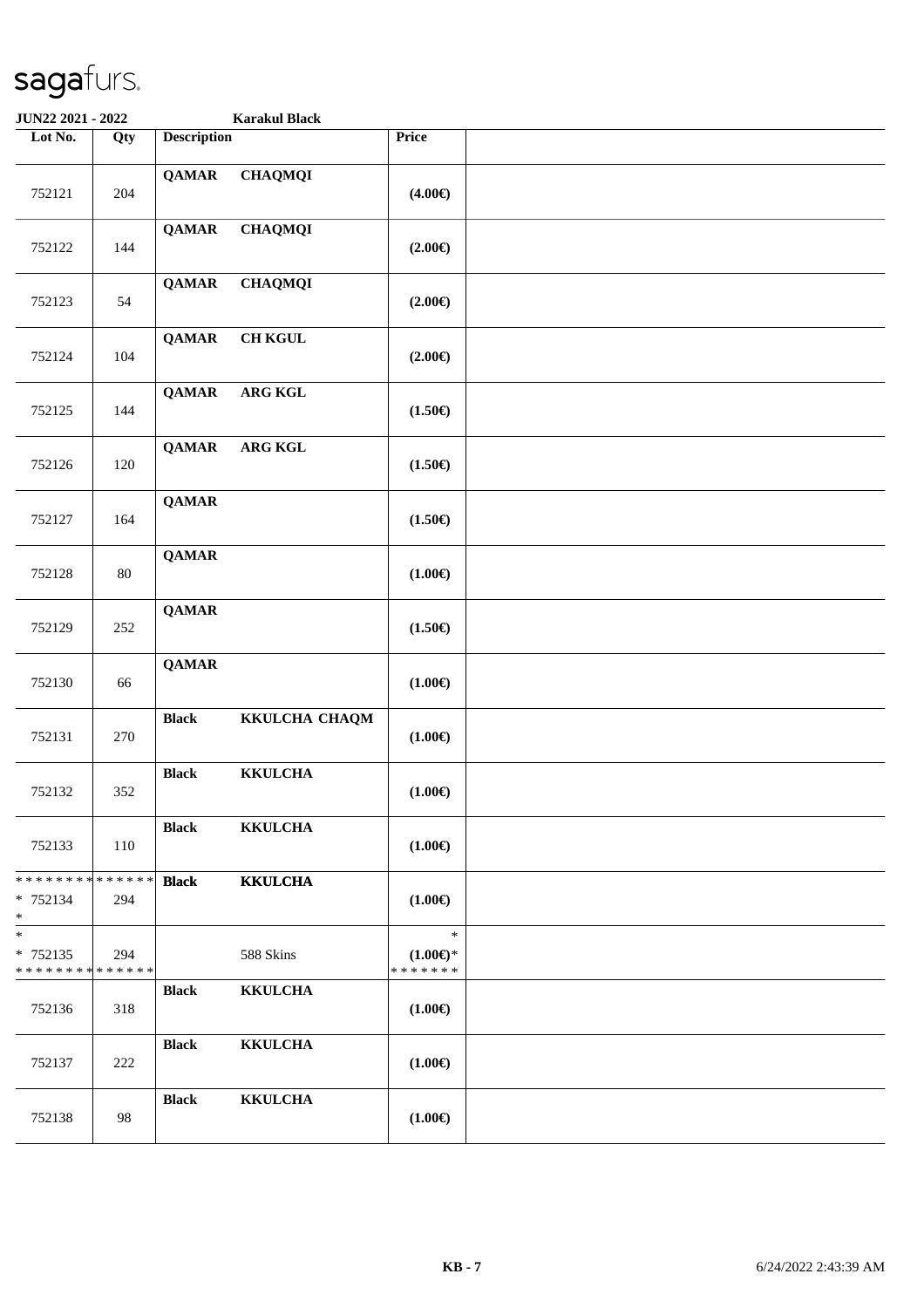# sagafurs.

**JUN22 2021 - 2022** **Karakul Black**

| Lot No. | Qty | Description | | Price | |
|---|---|---|---|---|---|
| 752121 | 204 | **QAMAR** | **CHAQMQI** | **(4.00€)** | |
| 752122 | 144 | **QAMAR** | **CHAQMQI** | **(2.00€)** | |
| 752123 | 54 | **QAMAR** | **CHAQMQI** | **(2.00€)** | |
| 752124 | 104 | **QAMAR** | **CH KGUL** | **(2.00€)** | |
| 752125 | 144 | **QAMAR** | **ARG KGL** | **(1.50€)** | |
| 752126 | 120 | **QAMAR** | **ARG KGL** | **(1.50€)** | |
| 752127 | 164 | **QAMAR** | | **(1.50€)** | |
| 752128 | 80 | **QAMAR** | | **(1.00€)** | |
| 752129 | 252 | **QAMAR** | | **(1.50€)** | |
| 752130 | 66 | **QAMAR** | | **(1.00€)** | |
| 752131 | 270 | **Black** | **KKULCHA CHAQM** | **(1.00€)** | |
| 752132 | 352 | **Black** | **KKULCHA** | **(1.00€)** | |
| 752133 | 110 | **Black** | **KKULCHA** | **(1.00€)** | |
| * * * * * * * * * * * * * * <br>* 752134<br>* | 294 | **Black** | **KKULCHA** | **(1.00€)** | |
| *<br>* 752135<br>* * * * * * * * * * * * * * | 294 | | 588 Skins | *<br>**(1.00€)***<br>* * * * * * * | |
| 752136 | 318 | **Black** | **KKULCHA** | **(1.00€)** | |
| 752137 | 222 | **Black** | **KKULCHA** | **(1.00€)** | |
| 752138 | 98 | **Black** | **KKULCHA** | **(1.00€)** | |

**KB - 7** 6/24/2022 2:43:39 AM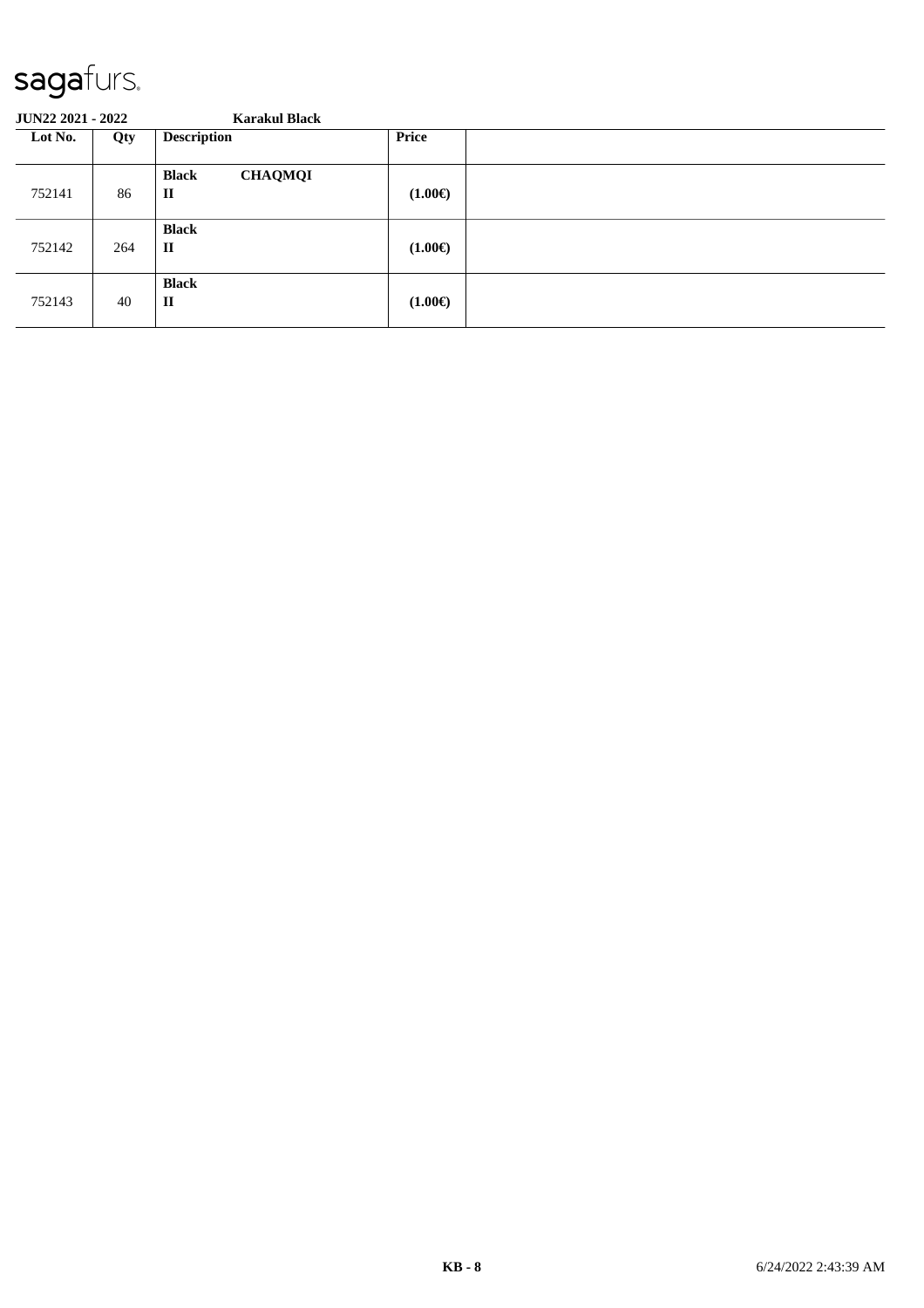**JUN22 2021 - 2022** **Karakul Black**

| Lot No. | Qty | Description | Price | |
|---|---|---|---|---|
| 752141 | 86 | **Black** **CHAQMQI** **II** | **(1.00€)** | |
| 752142 | 264 | **Black** **II** | **(1.00€)** | |
| 752143 | 40 | **Black** **II** | **(1.00€)** | |